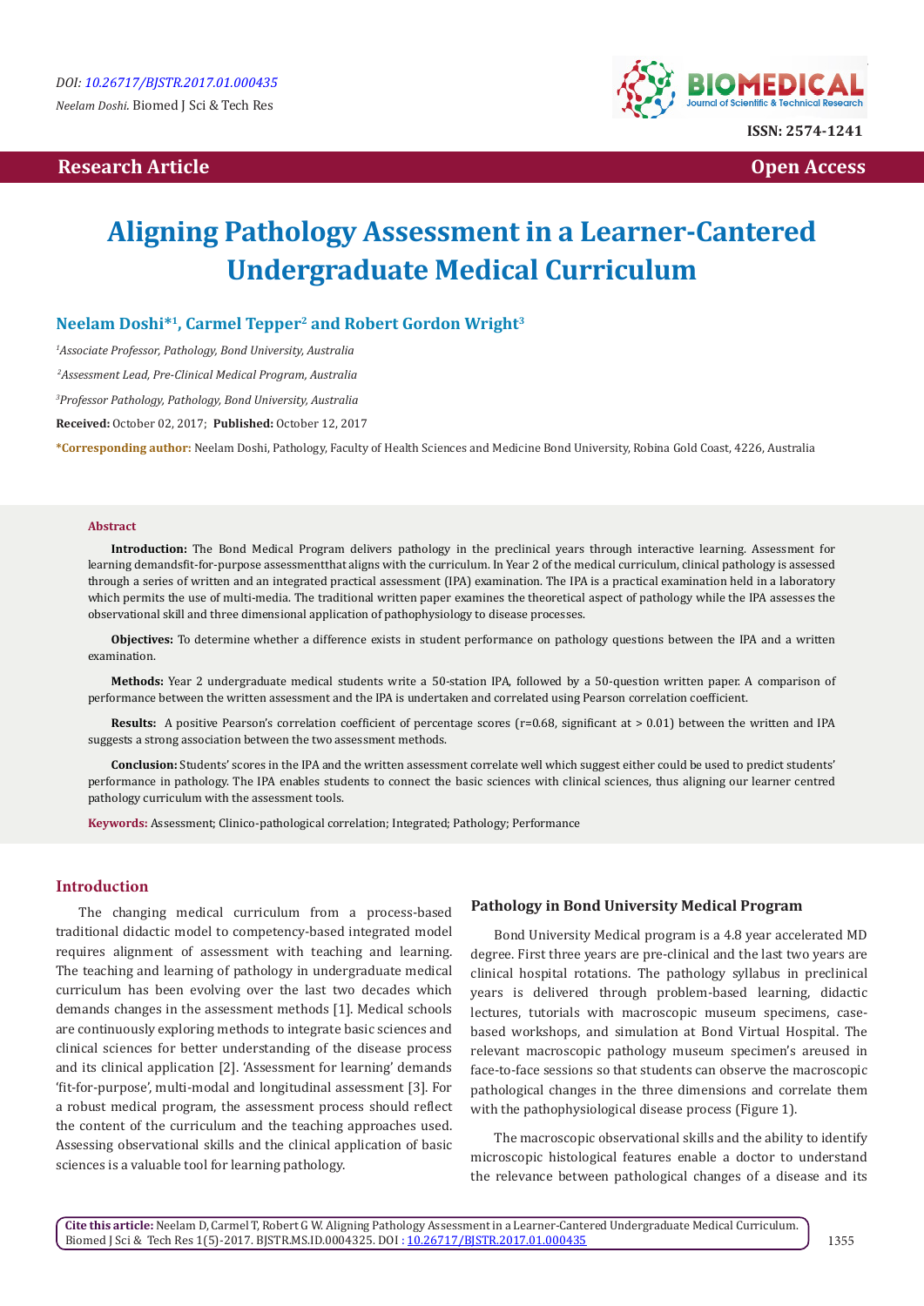DOI: 10.26717/BJSTR.2017.01.000435

*Neelam Doshi.* Biomed J Sci & Tech Res

ISSN: 2574-1241

**Research Article** **Open Access**

# Aligning Pathology Assessment in a Learner-Cantered Undergraduate Medical Curriculum

**Neelam Doshi*[1], Carmel Tepper[2] and Robert Gordon Wright[3]**

[1] *Associate Professor, Pathology, Bond University, Australia*

[2] *Assessment Lead, Pre-Clinical Medical Program, Australia*

[3] *Professor Pathology, Pathology, Bond University, Australia*

**Received:** October 02, 2017; **Published:** October 12, 2017

***Corresponding author:** Neelam Doshi, Pathology, Faculty of Health Sciences and Medicine Bond University, Robina Gold Coast, 4226, Australia

**Abstract**

**Introduction:** The Bond Medical Program delivers pathology in the preclinical years through interactive learning. Assessment for learning demandsfit-for-purpose assessmentthat aligns with the curriculum. In Year 2 of the medical curriculum, clinical pathology is assessed through a series of written and an integrated practical assessment (IPA) examination. The IPA is a practical examination held in a laboratory which permits the use of multi-media. The traditional written paper examines the theoretical aspect of pathology while the IPA assesses the observational skill and three dimensional application of pathophysiology to disease processes.

**Objectives:** To determine whether a difference exists in student performance on pathology questions between the IPA and a written examination.

**Methods:** Year 2 undergraduate medical students write a 50-station IPA, followed by a 50-question written paper. A comparison of performance between the written assessment and the IPA is undertaken and correlated using Pearson correlation coefficient.

**Results:** A positive Pearson's correlation coefficient of percentage scores (r=0.68, significant at > 0.01) between the written and IPA suggests a strong association between the two assessment methods.

**Conclusion:** Students' scores in the IPA and the written assessment correlate well which suggest either could be used to predict students' performance in pathology. The IPA enables students to connect the basic sciences with clinical sciences, thus aligning our learner centred pathology curriculum with the assessment tools.

**Keywords:** Assessment; Clinico-pathological correlation; Integrated; Pathology; Performance

## Introduction

The changing medical curriculum from a process-based traditional didactic model to competency-based integrated model requires alignment of assessment with teaching and learning. The teaching and learning of pathology in undergraduate medical curriculum has been evolving over the last two decades which demands changes in the assessment methods [1]. Medical schools are continuously exploring methods to integrate basic sciences and clinical sciences for better understanding of the disease process and its clinical application [2]. 'Assessment for learning' demands 'fit-for-purpose', multi-modal and longitudinal assessment [3]. For a robust medical program, the assessment process should reflect the content of the curriculum and the teaching approaches used. Assessing observational skills and the clinical application of basic sciences is a valuable tool for learning pathology.

### Pathology in Bond University Medical Program

Bond University Medical program is a 4.8 year accelerated MD degree. First three years are pre-clinical and the last two years are clinical hospital rotations. The pathology syllabus in preclinical years is delivered through problem-based learning, didactic lectures, tutorials with macroscopic museum specimens, case-based workshops, and simulation at Bond Virtual Hospital. The relevant macroscopic pathology museum specimen's areused in face-to-face sessions so that students can observe the macroscopic pathological changes in the three dimensions and correlate them with the pathophysiological disease process (Figure 1).

The macroscopic observational skills and the ability to identify microscopic histological features enable a doctor to understand the relevance between pathological changes of a disease and its

**Cite this article:** Neelam D, Carmel T, Robert G W. Aligning Pathology Assessment in a Learner-Cantered Undergraduate Medical Curriculum. Biomed J Sci & Tech Res 1(5)-2017. BJSTR.MS.ID.0004325. DOI : 10.26717/BJSTR.2017.01.000435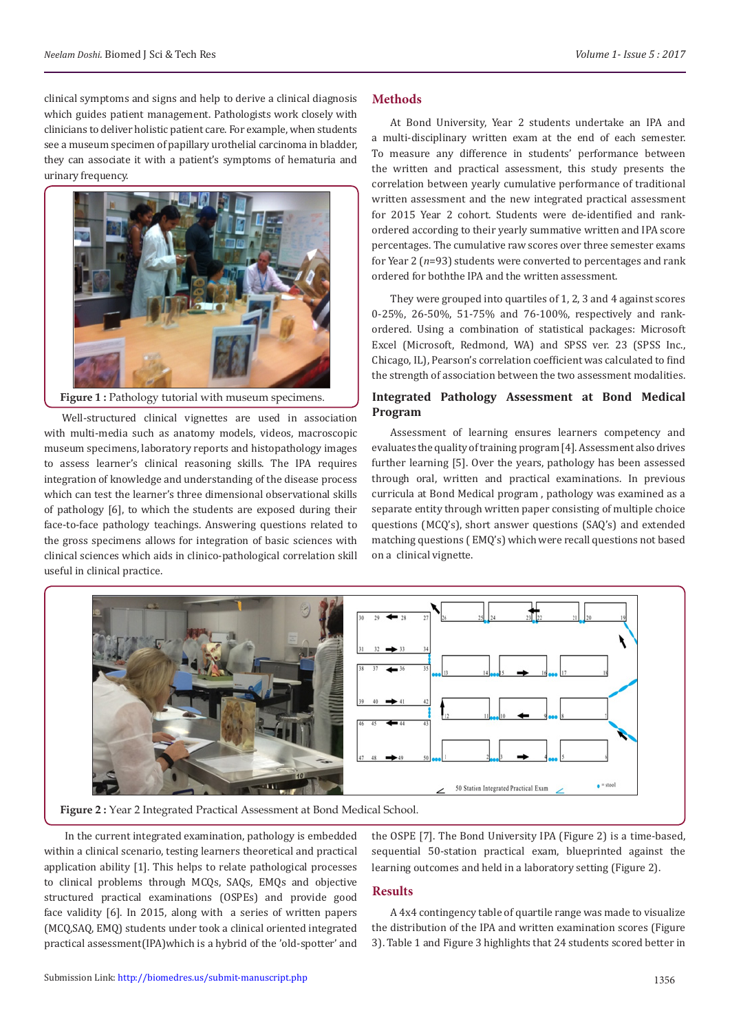clinical symptoms and signs and help to derive a clinical diagnosis which guides patient management. Pathologists work closely with clinicians to deliver holistic patient care. For example, when students see a museum specimen of papillary urothelial carcinoma in bladder, they can associate it with a patient's symptoms of hematuria and urinary frequency.

**Figure 1 :** Pathology tutorial with museum specimens.

Well-structured clinical vignettes are used in association with multi-media such as anatomy models, videos, macroscopic museum specimens, laboratory reports and histopathology images to assess learner's clinical reasoning skills. The IPA requires integration of knowledge and understanding of the disease process which can test the learner's three dimensional observational skills of pathology [6], to which the students are exposed during their face-to-face pathology teachings. Answering questions related to the gross specimens allows for integration of basic sciences with clinical sciences which aids in clinico-pathological correlation skill useful in clinical practice.

## Methods

At Bond University, Year 2 students undertake an IPA and a multi-disciplinary written exam at the end of each semester. To measure any difference in students' performance between the written and practical assessment, this study presents the correlation between yearly cumulative performance of traditional written assessment and the new integrated practical assessment for 2015 Year 2 cohort. Students were de-identified and rank-ordered according to their yearly summative written and IPA score percentages. The cumulative raw scores over three semester exams for Year 2 (*n*=93) students were converted to percentages and rank ordered for boththe IPA and the written assessment.

They were grouped into quartiles of 1, 2, 3 and 4 against scores 0-25%, 26-50%, 51-75% and 76-100%, respectively and rank-ordered. Using a combination of statistical packages: Microsoft Excel (Microsoft, Redmond, WA) and SPSS ver. 23 (SPSS Inc., Chicago, IL), Pearson's correlation coefficient was calculated to find the strength of association between the two assessment modalities.

## Integrated Pathology Assessment at Bond Medical Program

Assessment of learning ensures learners competency and evaluates the quality of training program [4]. Assessment also drives further learning [5]. Over the years, pathology has been assessed through oral, written and practical examinations. In previous curricula at Bond Medical program , pathology was examined as a separate entity through written paper consisting of multiple choice questions (MCQ's), short answer questions (SAQ's) and extended matching questions ( EMQ's) which were recall questions not based on a clinical vignette.

**Figure 2 :** Year 2 Integrated Practical Assessment at Bond Medical School.

In the current integrated examination, pathology is embedded within a clinical scenario, testing learners theoretical and practical application ability [1]. This helps to relate pathological processes to clinical problems through MCQs, SAQs, EMQs and objective structured practical examinations (OSPEs) and provide good face validity [6]. In 2015, along with a series of written papers (MCQ,SAQ, EMQ) students under took a clinical oriented integrated practical assessment(IPA)which is a hybrid of the 'old-spotter' and the OSPE [7]. The Bond University IPA (Figure 2) is a time-based, sequential 50-station practical exam, blueprinted against the learning outcomes and held in a laboratory setting (Figure 2).

## Results

A 4x4 contingency table of quartile range was made to visualize the distribution of the IPA and written examination scores (Figure 3). Table 1 and Figure 3 highlights that 24 students scored better in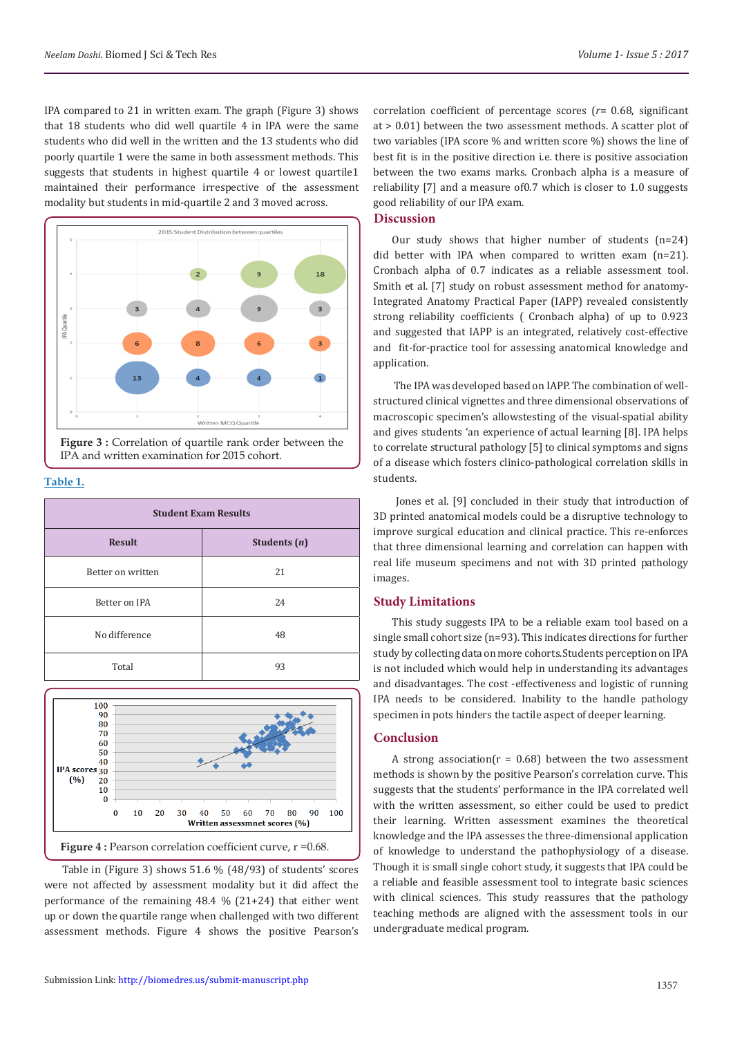IPA compared to 21 in written exam. The graph (Figure 3) shows that 18 students who did well quartile 4 in IPA were the same students who did well in the written and the 13 students who did poorly quartile 1 were the same in both assessment methods. This suggests that students in highest quartile 4 or lowest quartile1 maintained their performance irrespective of the assessment modality but students in mid-quartile 2 and 3 moved across.

**Figure 3 :** Correlation of quartile rank order between the IPA and written examination for 2015 cohort.

**Table 1.**

| Student Exam Results | |
|---|---|
| **Result** | **Students (*n*)** |
| Better on written | 21 |
| Better on IPA | 24 |
| No difference | 48 |
| Total | 93 |

**Figure 4 :** Pearson correlation coefficient curve, r =0.68.

Table in (Figure 3) shows 51.6 % (48/93) of students' scores were not affected by assessment modality but it did affect the performance of the remaining 48.4 % (21+24) that either went up or down the quartile range when challenged with two different assessment methods. Figure 4 shows the positive Pearson's correlation coefficient of percentage scores ($r$= 0.68, significant at > 0.01) between the two assessment methods. A scatter plot of two variables (IPA score % and written score %) shows the line of best fit is in the positive direction i.e. there is positive association between the two exams marks. Cronbach alpha is a measure of reliability [7] and a measure of0.7 which is closer to 1.0 suggests good reliability of our IPA exam.

## Discussion

Our study shows that higher number of students (n=24) did better with IPA when compared to written exam (n=21). Cronbach alpha of 0.7 indicates as a reliable assessment tool. Smith et al. [7] study on robust assessment method for anatomy-Integrated Anatomy Practical Paper (IAPP) revealed consistently strong reliability coefficients ( Cronbach alpha) of up to 0.923 and suggested that IAPP is an integrated, relatively cost-effective and fit-for-practice tool for assessing anatomical knowledge and application.

The IPA was developed based on IAPP. The combination of well-structured clinical vignettes and three dimensional observations of macroscopic specimen's allowstesting of the visual-spatial ability and gives students 'an experience of actual learning [8]. IPA helps to correlate structural pathology [5] to clinical symptoms and signs of a disease which fosters clinico-pathological correlation skills in students.

Jones et al. [9] concluded in their study that introduction of 3D printed anatomical models could be a disruptive technology to improve surgical education and clinical practice. This re-enforces that three dimensional learning and correlation can happen with real life museum specimens and not with 3D printed pathology images.

## Study Limitations

This study suggests IPA to be a reliable exam tool based on a single small cohort size (n=93). This indicates directions for further study by collecting data on more cohorts.Students perception on IPA is not included which would help in understanding its advantages and disadvantages. The cost -effectiveness and logistic of running IPA needs to be considered. Inability to the handle pathology specimen in pots hinders the tactile aspect of deeper learning.

## Conclusion

A strong association(r = 0.68) between the two assessment methods is shown by the positive Pearson's correlation curve. This suggests that the students' performance in the IPA correlated well with the written assessment, so either could be used to predict their learning. Written assessment examines the theoretical knowledge and the IPA assesses the three-dimensional application of knowledge to understand the pathophysiology of a disease. Though it is small single cohort study, it suggests that IPA could be a reliable and feasible assessment tool to integrate basic sciences with clinical sciences. This study reassures that the pathology teaching methods are aligned with the assessment tools in our undergraduate medical program.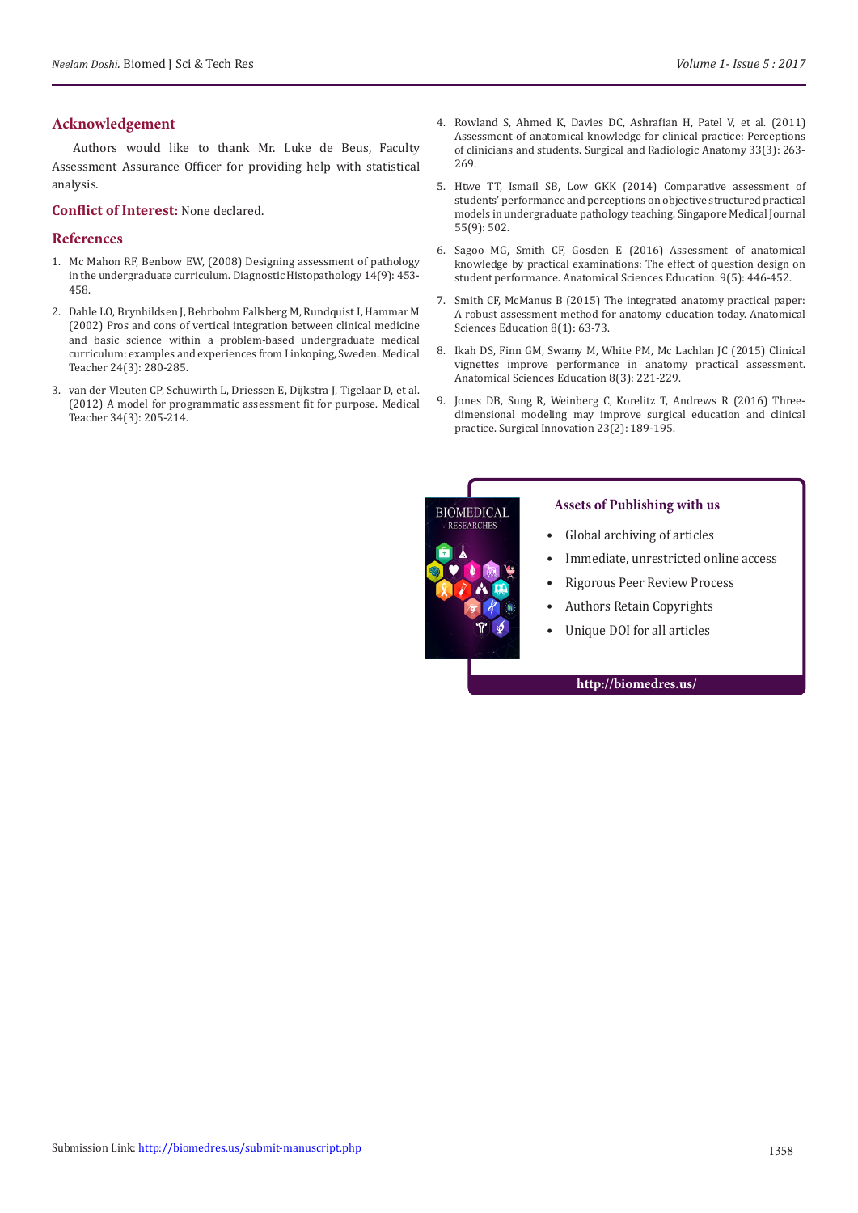## Acknowledgement

Authors would like to thank Mr. Luke de Beus, Faculty Assessment Assurance Officer for providing help with statistical analysis.

**Conflict of Interest:** None declared.

## References

1. Mc Mahon RF, Benbow EW, (2008) Designing assessment of pathology in the undergraduate curriculum. Diagnostic Histopathology 14(9): 453-458.
2. Dahle LO, Brynhildsen J, Behrbohm Fallsberg M, Rundquist I, Hammar M (2002) Pros and cons of vertical integration between clinical medicine and basic science within a problem-based undergraduate medical curriculum: examples and experiences from Linkoping, Sweden. Medical Teacher 24(3): 280-285.
3. van der Vleuten CP, Schuwirth L, Driessen E, Dijkstra J, Tigelaar D, et al. (2012) A model for programmatic assessment fit for purpose. Medical Teacher 34(3): 205-214.
4. Rowland S, Ahmed K, Davies DC, Ashrafian H, Patel V, et al. (2011) Assessment of anatomical knowledge for clinical practice: Perceptions of clinicians and students. Surgical and Radiologic Anatomy 33(3): 263-269.
5. Htwe TT, Ismail SB, Low GKK (2014) Comparative assessment of students' performance and perceptions on objective structured practical models in undergraduate pathology teaching. Singapore Medical Journal 55(9): 502.
6. Sagoo MG, Smith CF, Gosden E (2016) Assessment of anatomical knowledge by practical examinations: The effect of question design on student performance. Anatomical Sciences Education. 9(5): 446-452.
7. Smith CF, McManus B (2015) The integrated anatomy practical paper: A robust assessment method for anatomy education today. Anatomical Sciences Education 8(1): 63-73.
8. Ikah DS, Finn GM, Swamy M, White PM, Mc Lachlan JC (2015) Clinical vignettes improve performance in anatomy practical assessment. Anatomical Sciences Education 8(3): 221-229.
9. Jones DB, Sung R, Weinberg C, Korelitz T, Andrews R (2016) Three-dimensional modeling may improve surgical education and clinical practice. Surgical Innovation 23(2): 189-195.

BIOMEDICAL RESEARCHES

**Assets of Publishing with us**

- Global archiving of articles
- Immediate, unrestricted online access
- Rigorous Peer Review Process
- Authors Retain Copyrights
- Unique DOI for all articles

**http://biomedres.us/**

Submission Link: http://biomedres.us/submit-manuscript.php